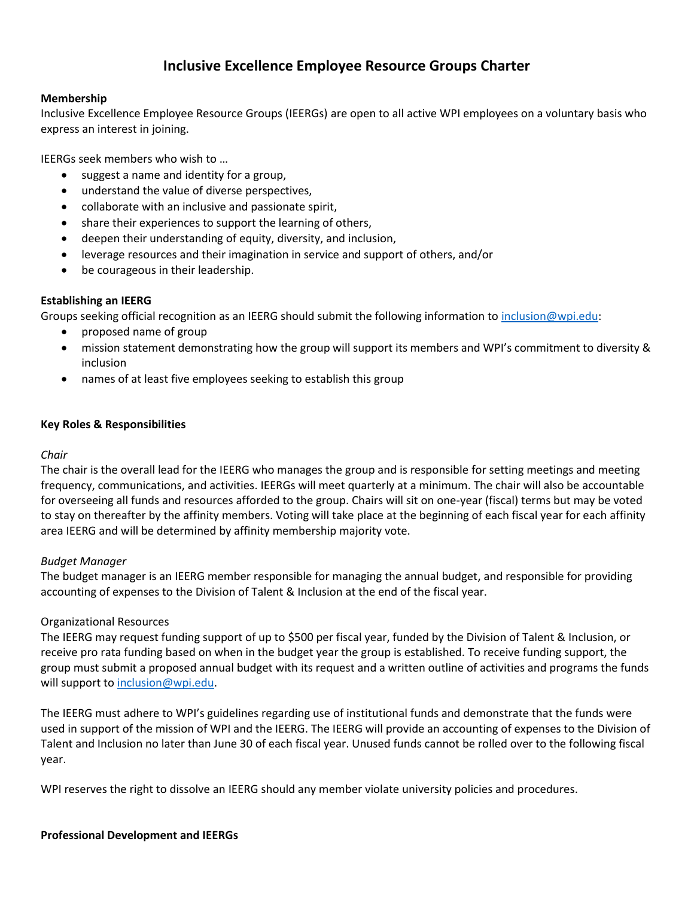# Inclusive Excellence Employee Resource Groups Charter

**Membership**

Inclusive Excellence Employee Resource Groups (IEERGs) are open to all active WPI employees on a voluntary basis who express an interest in joining.

IEERGs seek members who wish to …

- suggest a name and identity for a group,
- understand the value of diverse perspectives,
- collaborate with an inclusive and passionate spirit,
- share their experiences to support the learning of others,
- deepen their understanding of equity, diversity, and inclusion,
- leverage resources and their imagination in service and support of others, and/or
- be courageous in their leadership.

**Establishing an IEERG**

Groups seeking official recognition as an IEERG should submit the following information to inclusion@wpi.edu:

- proposed name of group
- mission statement demonstrating how the group will support its members and WPI's commitment to diversity & inclusion
- names of at least five employees seeking to establish this group

**Key Roles & Responsibilities**

*Chair*

The chair is the overall lead for the IEERG who manages the group and is responsible for setting meetings and meeting frequency, communications, and activities. IEERGs will meet quarterly at a minimum. The chair will also be accountable for overseeing all funds and resources afforded to the group. Chairs will sit on one-year (fiscal) terms but may be voted to stay on thereafter by the affinity members. Voting will take place at the beginning of each fiscal year for each affinity area IEERG and will be determined by affinity membership majority vote.

*Budget Manager*

The budget manager is an IEERG member responsible for managing the annual budget, and responsible for providing accounting of expenses to the Division of Talent & Inclusion at the end of the fiscal year.

Organizational Resources

The IEERG may request funding support of up to $500 per fiscal year, funded by the Division of Talent & Inclusion, or receive pro rata funding based on when in the budget year the group is established. To receive funding support, the group must submit a proposed annual budget with its request and a written outline of activities and programs the funds will support to inclusion@wpi.edu.

The IEERG must adhere to WPI's guidelines regarding use of institutional funds and demonstrate that the funds were used in support of the mission of WPI and the IEERG. The IEERG will provide an accounting of expenses to the Division of Talent and Inclusion no later than June 30 of each fiscal year. Unused funds cannot be rolled over to the following fiscal year.

WPI reserves the right to dissolve an IEERG should any member violate university policies and procedures.

**Professional Development and IEERGs**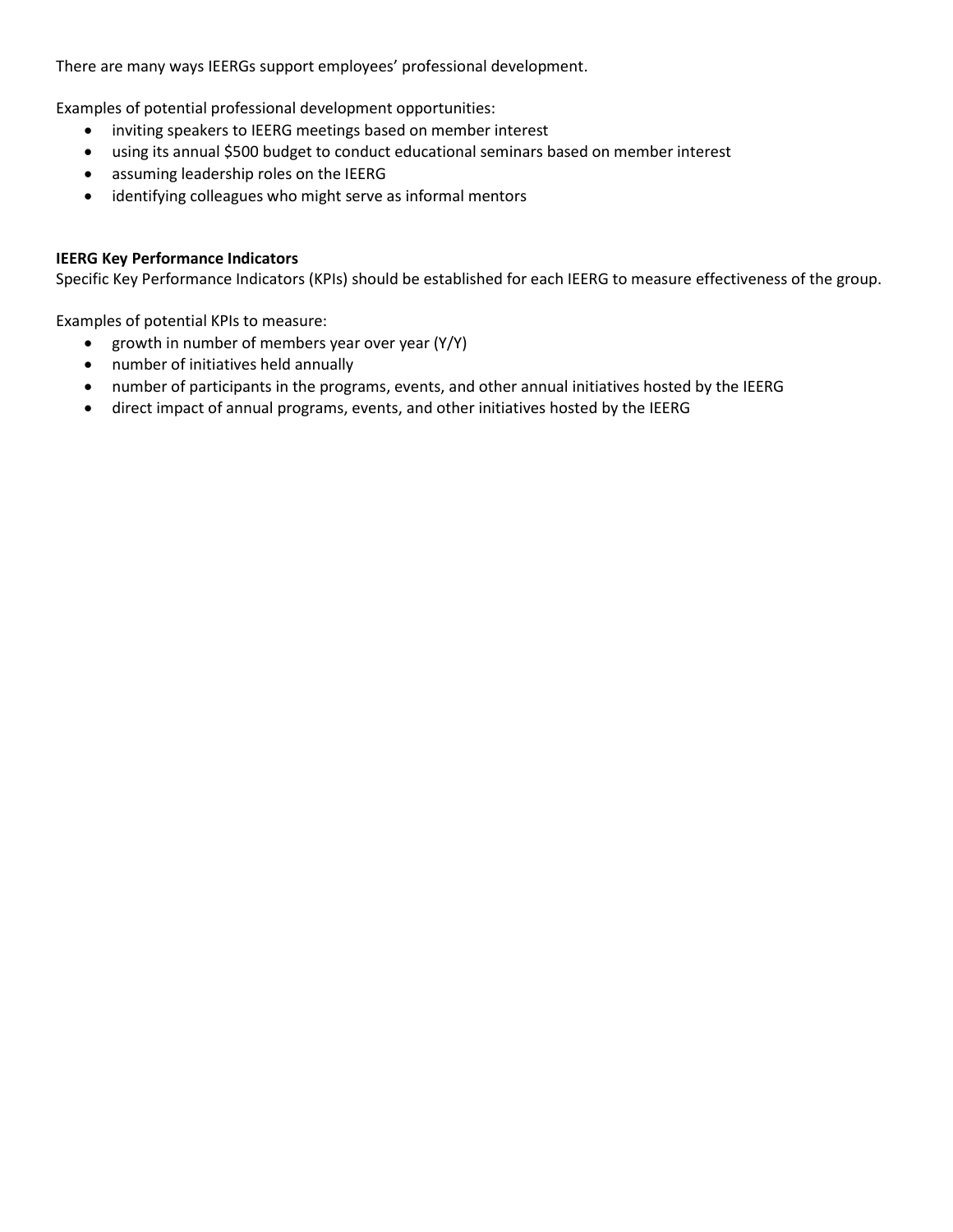There are many ways IEERGs support employees' professional development.

Examples of potential professional development opportunities:

- inviting speakers to IEERG meetings based on member interest
- using its annual $500 budget to conduct educational seminars based on member interest
- assuming leadership roles on the IEERG
- identifying colleagues who might serve as informal mentors

**IEERG Key Performance Indicators**

Specific Key Performance Indicators (KPIs) should be established for each IEERG to measure effectiveness of the group.

Examples of potential KPIs to measure:

- growth in number of members year over year (Y/Y)
- number of initiatives held annually
- number of participants in the programs, events, and other annual initiatives hosted by the IEERG
- direct impact of annual programs, events, and other initiatives hosted by the IEERG